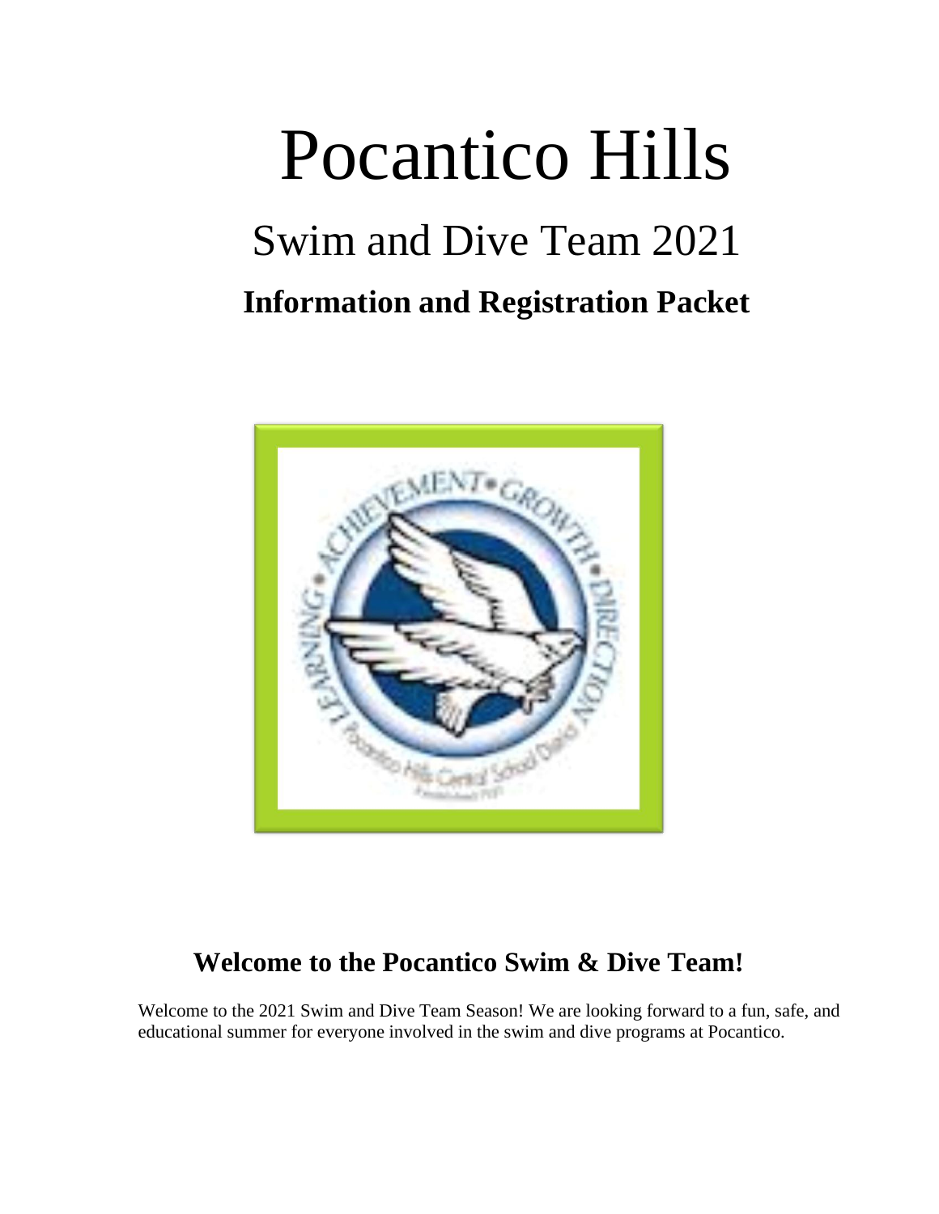# Pocantico Hills

## Swim and Dive Team 2021

### Information and Registration Packet

## Welcome to the Pocantico Swim & Dive Team!

Welcome to the 2021 Swim and Dive Team Season! We are looking forward to a fun, safe, and educational summer for everyone involved in the swim and dive programs at Pocantico.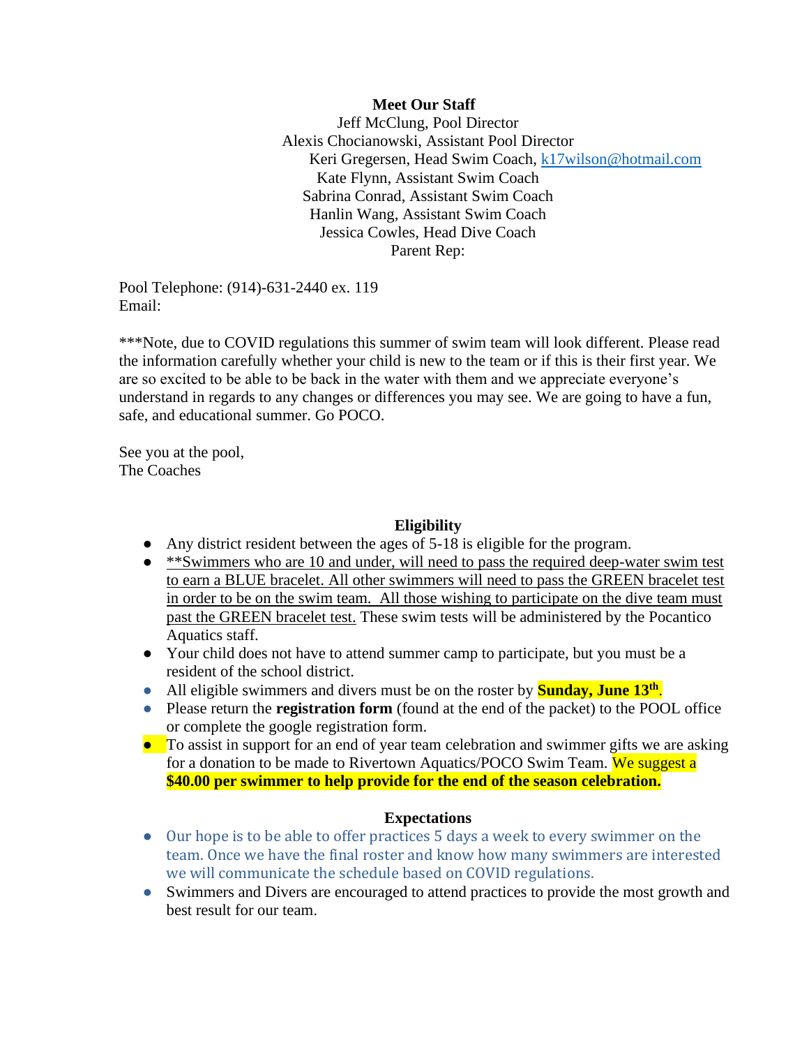### Meet Our Staff

Jeff McClung, Pool Director
Alexis Chocianowski, Assistant Pool Director
Keri Gregersen, Head Swim Coach, k17wilson@hotmail.com
Kate Flynn, Assistant Swim Coach
Sabrina Conrad, Assistant Swim Coach
Hanlin Wang, Assistant Swim Coach
Jessica Cowles, Head Dive Coach
Parent Rep:

Pool Telephone: (914)-631-2440 ex. 119
Email:

***Note, due to COVID regulations this summer of swim team will look different. Please read the information carefully whether your child is new to the team or if this is their first year. We are so excited to be able to be back in the water with them and we appreciate everyone's understand in regards to any changes or differences you may see. We are going to have a fun, safe, and educational summer. Go POCO.

See you at the pool,
The Coaches

### Eligibility

- Any district resident between the ages of 5-18 is eligible for the program.
- **Swimmers who are 10 and under, will need to pass the required deep-water swim test to earn a BLUE bracelet. All other swimmers will need to pass the GREEN bracelet test in order to be on the swim team. All those wishing to participate on the dive team must past the GREEN bracelet test. These swim tests will be administered by the Pocantico Aquatics staff.
- Your child does not have to attend summer camp to participate, but you must be a resident of the school district.
- All eligible swimmers and divers must be on the roster by **Sunday, June 13th**.
- Please return the **registration form** (found at the end of the packet) to the POOL office or complete the google registration form.
- To assist in support for an end of year team celebration and swimmer gifts we are asking for a donation to be made to Rivertown Aquatics/POCO Swim Team. We suggest a **$40.00 per swimmer to help provide for the end of the season celebration.**

### Expectations

- Our hope is to be able to offer practices 5 days a week to every swimmer on the team. Once we have the final roster and know how many swimmers are interested we will communicate the schedule based on COVID regulations.
- Swimmers and Divers are encouraged to attend practices to provide the most growth and best result for our team.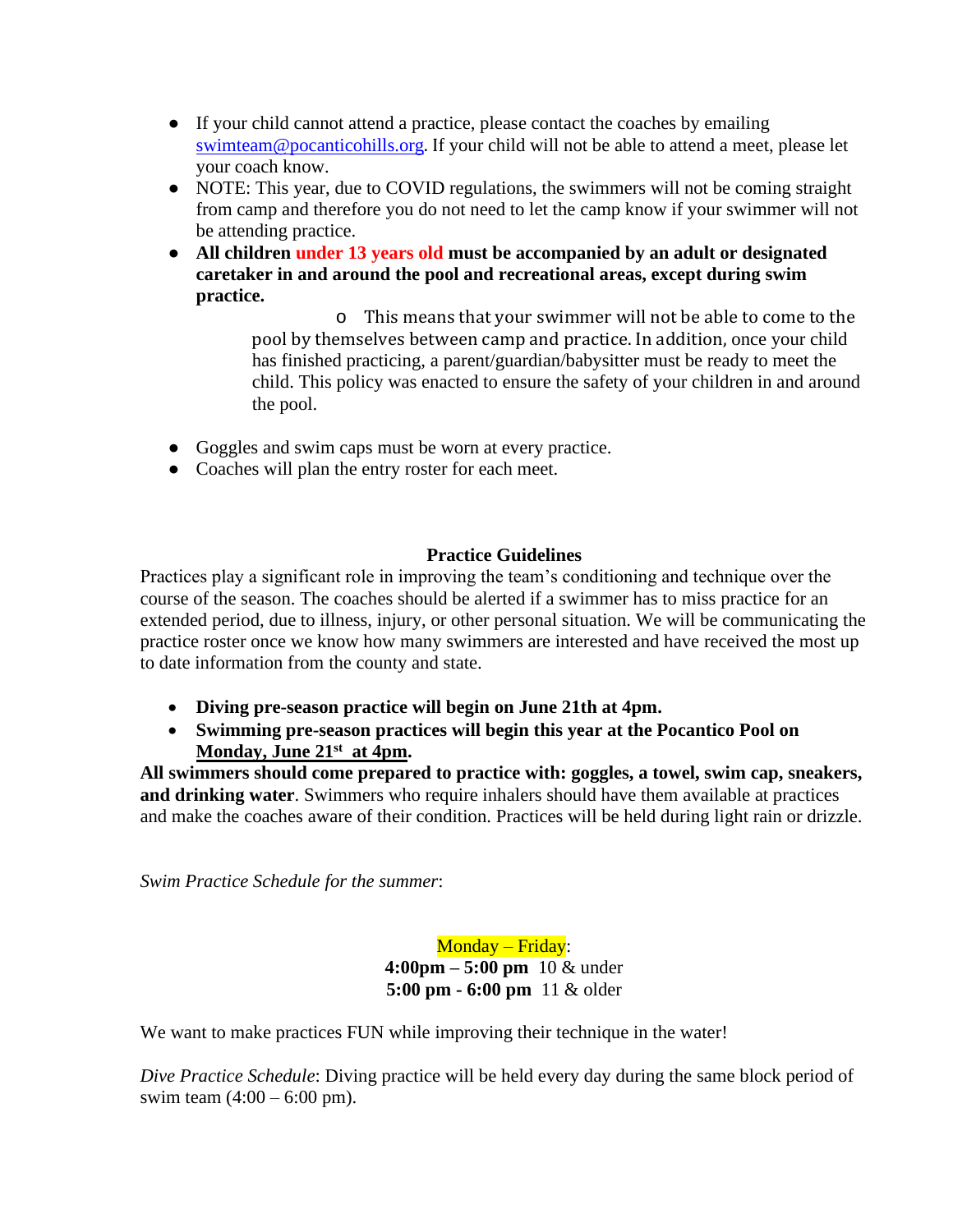- If your child cannot attend a practice, please contact the coaches by emailing swimteam@pocanticohills.org. If your child will not be able to attend a meet, please let your coach know.
- NOTE: This year, due to COVID regulations, the swimmers will not be coming straight from camp and therefore you do not need to let the camp know if your swimmer will not be attending practice.
- **All children under 13 years old must be accompanied by an adult or designated caretaker in and around the pool and recreational areas, except during swim practice.**
  - This means that your swimmer will not be able to come to the pool by themselves between camp and practice. In addition, once your child has finished practicing, a parent/guardian/babysitter must be ready to meet the child. This policy was enacted to ensure the safety of your children in and around the pool.
- Goggles and swim caps must be worn at every practice.
- Coaches will plan the entry roster for each meet.

## Practice Guidelines

Practices play a significant role in improving the team's conditioning and technique over the course of the season. The coaches should be alerted if a swimmer has to miss practice for an extended period, due to illness, injury, or other personal situation. We will be communicating the practice roster once we know how many swimmers are interested and have received the most up to date information from the county and state.

- **Diving pre-season practice will begin on June 21th at 4pm.**
- **Swimming pre-season practices will begin this year at the Pocantico Pool on Monday, June 21st at 4pm.**

**All swimmers should come prepared to practice with: goggles, a towel, swim cap, sneakers, and drinking water**. Swimmers who require inhalers should have them available at practices and make the coaches aware of their condition. Practices will be held during light rain or drizzle.

*Swim Practice Schedule for the summer*:

Monday – Friday:
**4:00pm – 5:00 pm** 10 & under
**5:00 pm - 6:00 pm** 11 & older

We want to make practices FUN while improving their technique in the water!

*Dive Practice Schedule*: Diving practice will be held every day during the same block period of swim team (4:00 – 6:00 pm).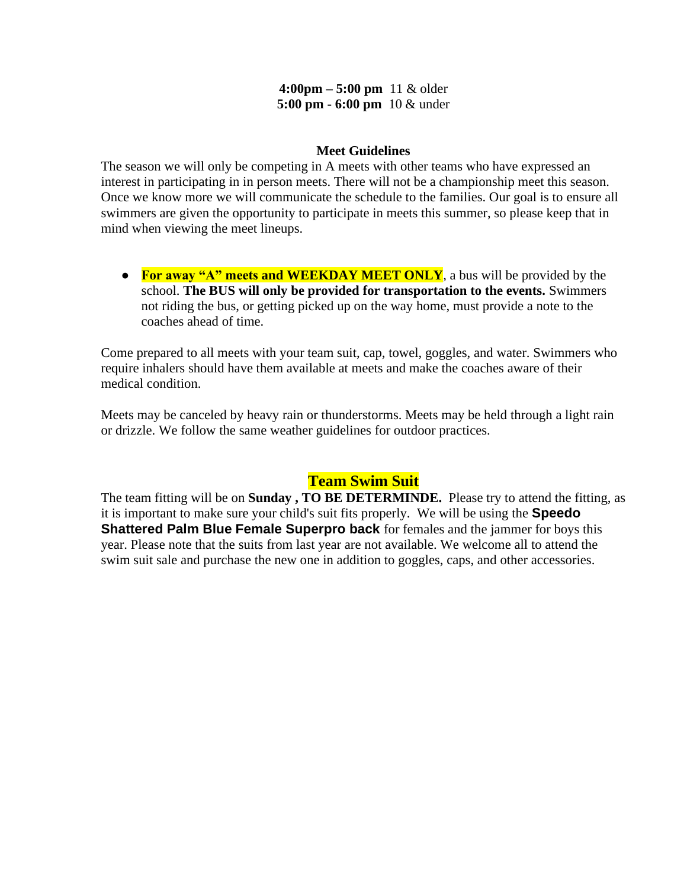**4:00pm – 5:00 pm** 11 & older
**5:00 pm - 6:00 pm** 10 & under

**Meet Guidelines**

The season we will only be competing in A meets with other teams who have expressed an interest in participating in in person meets. There will not be a championship meet this season. Once we know more we will communicate the schedule to the families. Our goal is to ensure all swimmers are given the opportunity to participate in meets this summer, so please keep that in mind when viewing the meet lineups.

- **For away "A" meets and WEEKDAY MEET ONLY**, a bus will be provided by the school. **The BUS will only be provided for transportation to the events.** Swimmers not riding the bus, or getting picked up on the way home, must provide a note to the coaches ahead of time.

Come prepared to all meets with your team suit, cap, towel, goggles, and water. Swimmers who require inhalers should have them available at meets and make the coaches aware of their medical condition.

Meets may be canceled by heavy rain or thunderstorms. Meets may be held through a light rain or drizzle. We follow the same weather guidelines for outdoor practices.

## Team Swim Suit

The team fitting will be on **Sunday , TO BE DETERMINDE.** Please try to attend the fitting, as it is important to make sure your child's suit fits properly. We will be using the **Speedo Shattered Palm Blue Female Superpro back** for females and the jammer for boys this year. Please note that the suits from last year are not available. We welcome all to attend the swim suit sale and purchase the new one in addition to goggles, caps, and other accessories.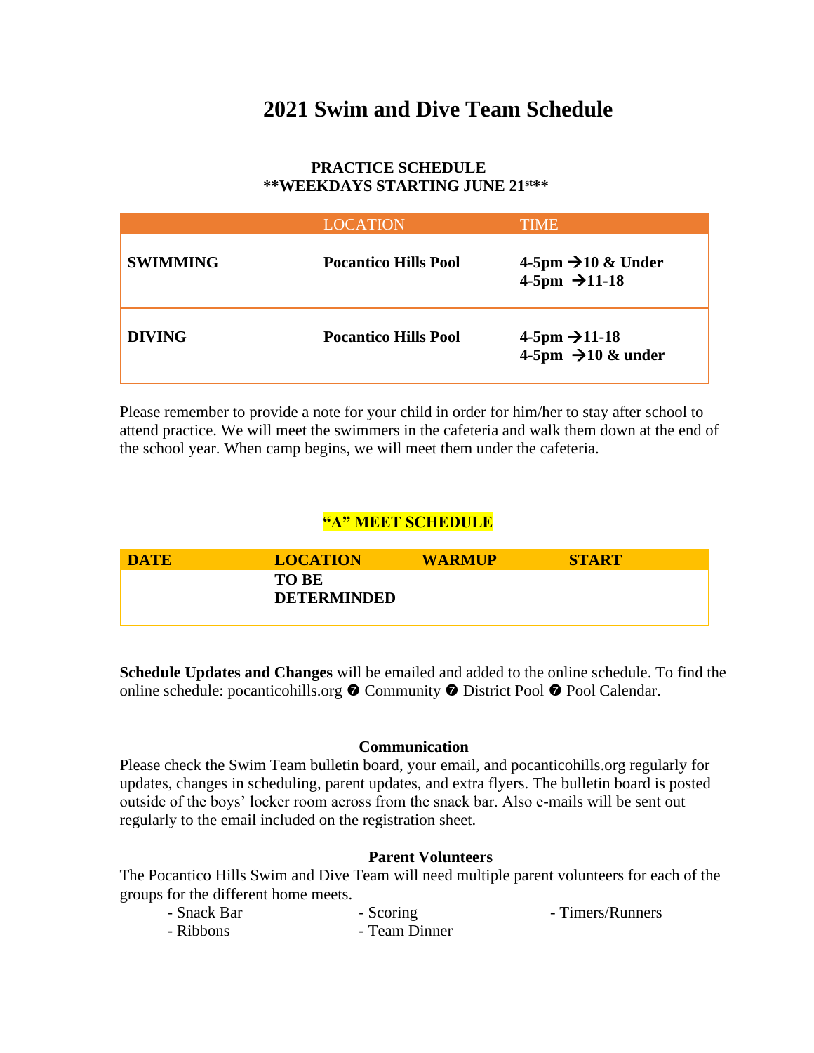# 2021 Swim and Dive Team Schedule

**PRACTICE SCHEDULE**
**\*\*WEEKDAYS STARTING JUNE 21st\*\***

| | LOCATION | TIME |
|---|---|---|
| **SWIMMING** | **Pocantico Hills Pool** | **4-5pm →10 & Under**<br>**4-5pm →11-18** |
| **DIVING** | **Pocantico Hills Pool** | **4-5pm →11-18**<br>**4-5pm →10 & under** |

Please remember to provide a note for your child in order for him/her to stay after school to attend practice. We will meet the swimmers in the cafeteria and walk them down at the end of the school year. When camp begins, we will meet them under the cafeteria.

**"A" MEET SCHEDULE**

| DATE | LOCATION | WARMUP | START |
|---|---|---|---|
| | **TO BE DETERMINDED** | | |

**Schedule Updates and Changes** will be emailed and added to the online schedule. To find the online schedule: pocanticohills.org ➐ Community ➐ District Pool ➐ Pool Calendar.

**Communication**

Please check the Swim Team bulletin board, your email, and pocanticohills.org regularly for updates, changes in scheduling, parent updates, and extra flyers. The bulletin board is posted outside of the boys' locker room across from the snack bar. Also e-mails will be sent out regularly to the email included on the registration sheet.

**Parent Volunteers**

The Pocantico Hills Swim and Dive Team will need multiple parent volunteers for each of the groups for the different home meets.

- Snack Bar
- Scoring
- Timers/Runners
- Ribbons
- Team Dinner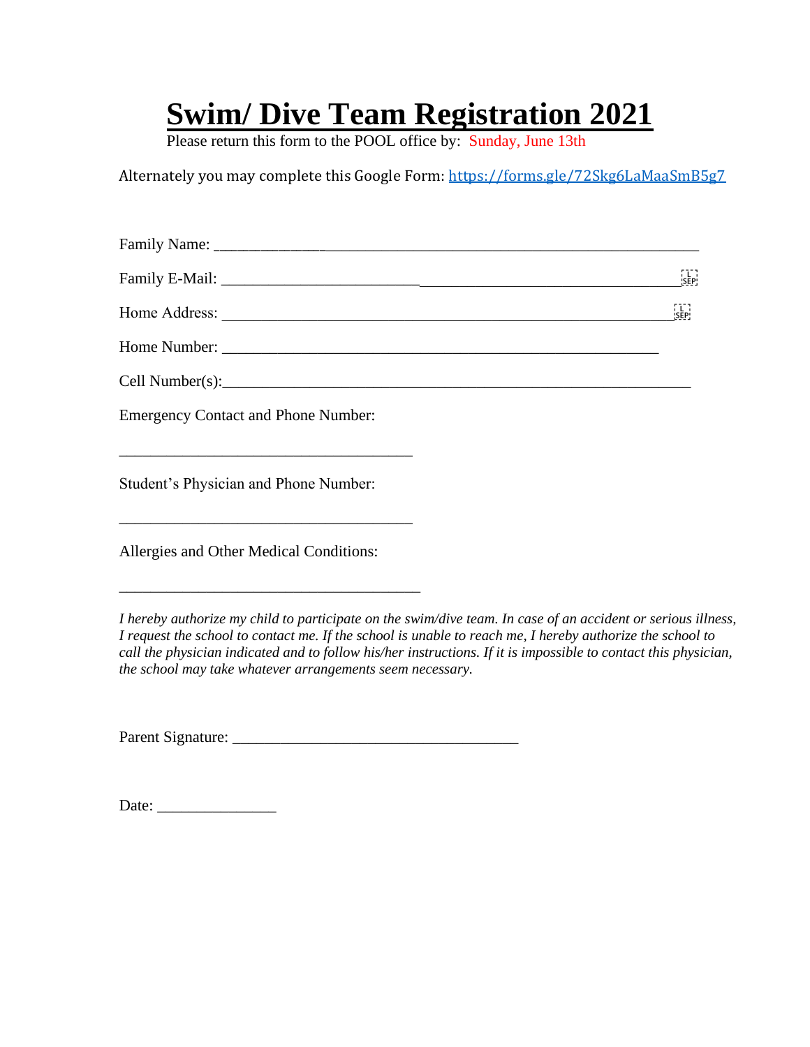# Swim/ Dive Team Registration 2021

Please return this form to the POOL office by: Sunday, June 13th

Alternately you may complete this Google Form: https://forms.gle/72Skg6LaMaaSmB5g7

Family Name: ____________________________________________________________

Family E-Mail: ___________________________________________________________

Home Address: ___________________________________________________________

Home Number: ___________________________________________________________

Cell Number(s):___________________________________________________________

Emergency Contact and Phone Number:

______________________________________

Student's Physician and Phone Number:

______________________________________

Allergies and Other Medical Conditions:

______________________________________

*I hereby authorize my child to participate on the swim/dive team. In case of an accident or serious illness, I request the school to contact me. If the school is unable to reach me, I hereby authorize the school to call the physician indicated and to follow his/her instructions. If it is impossible to contact this physician, the school may take whatever arrangements seem necessary.*

Parent Signature: ____________________________________

Date: _______________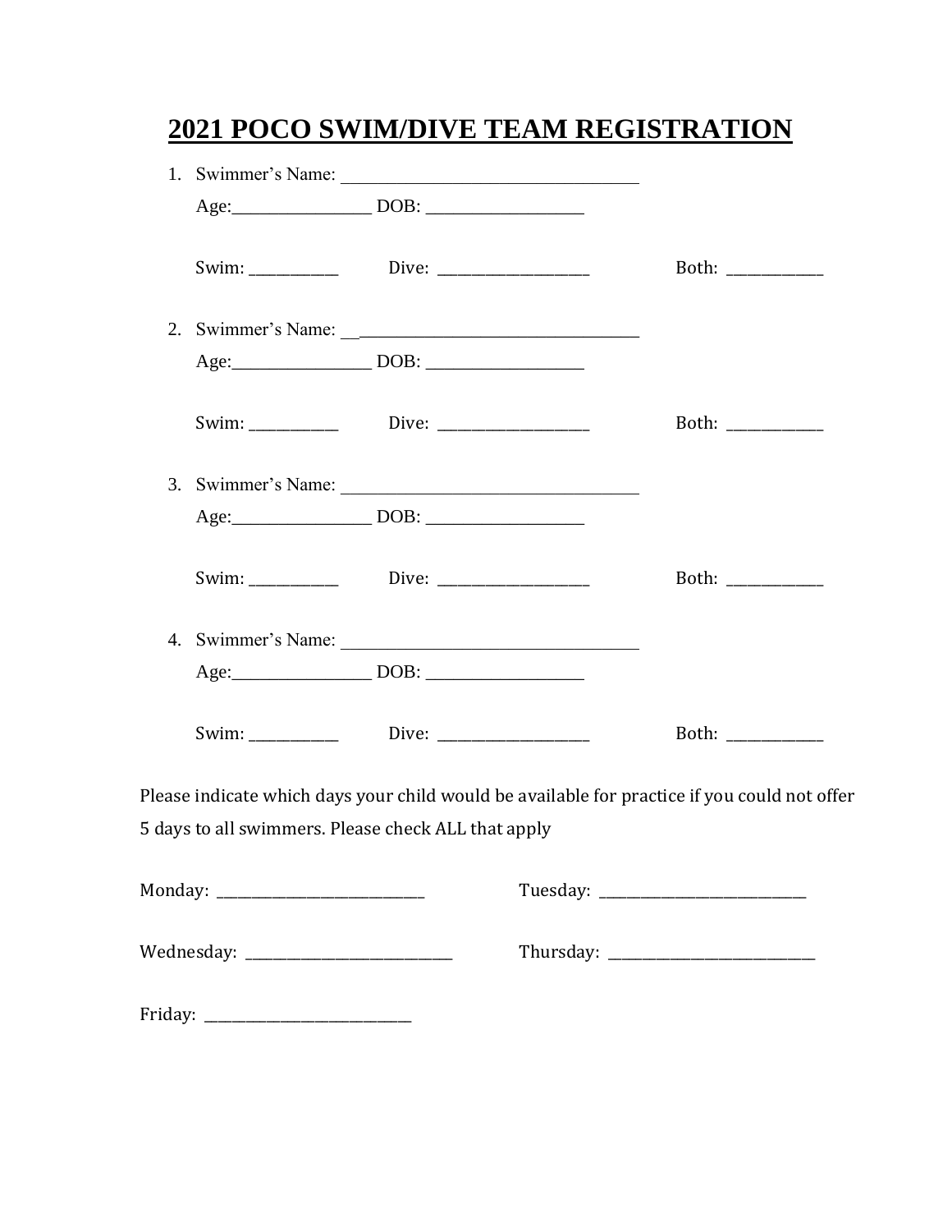# 2021 POCO SWIM/DIVE TEAM REGISTRATION

1. Swimmer's Name: ___________________________________

   Age:________________ DOB: __________________

   Swim: __________ Dive: __________________ Both: ___________

2. Swimmer's Name: ___________________________________

   Age:________________ DOB: __________________

   Swim: __________ Dive: __________________ Both: ___________

3. Swimmer's Name: ___________________________________

   Age:________________ DOB: __________________

   Swim: __________ Dive: __________________ Both: ___________

4. Swimmer's Name: ___________________________________

   Age:________________ DOB: __________________

   Swim: __________ Dive: __________________ Both: ___________

Please indicate which days your child would be available for practice if you could not offer 5 days to all swimmers. Please check ALL that apply

Monday: ___________________________ Tuesday: ___________________________

Wednesday: ___________________________ Thursday: ___________________________

Friday: ___________________________